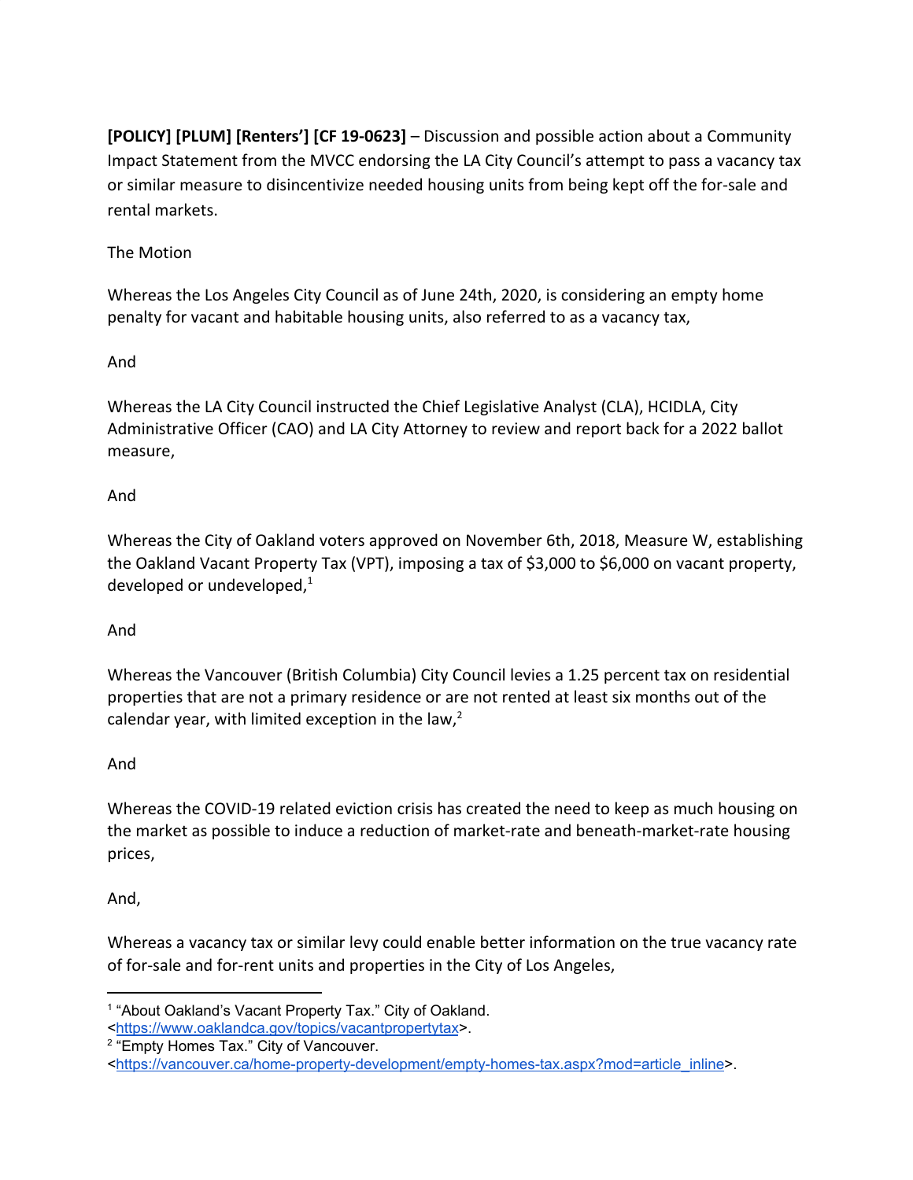**[POLICY] [PLUM] [Renters'] [CF 19-0623]** – Discussion and possible action about a Community Impact Statement from the MVCC endorsing the LA City Council's attempt to pass a vacancy tax or similar measure to disincentivize needed housing units from being kept off the for-sale and rental markets.

The Motion

Whereas the Los Angeles City Council as of June 24th, 2020, is considering an empty home penalty for vacant and habitable housing units, also referred to as a vacancy tax,

And

Whereas the LA City Council instructed the Chief Legislative Analyst (CLA), HCIDLA, City Administrative Officer (CAO) and LA City Attorney to review and report back for a 2022 ballot measure,

And

Whereas the City of Oakland voters approved on November 6th, 2018, Measure W, establishing the Oakland Vacant Property Tax (VPT), imposing a tax of $3,000 to $6,000 on vacant property, developed or undeveloped,[1]

And

Whereas the Vancouver (British Columbia) City Council levies a 1.25 percent tax on residential properties that are not a primary residence or are not rented at least six months out of the calendar year, with limited exception in the law,[2]

And

Whereas the COVID-19 related eviction crisis has created the need to keep as much housing on the market as possible to induce a reduction of market-rate and beneath-market-rate housing prices,

And,

Whereas a vacancy tax or similar levy could enable better information on the true vacancy rate of for-sale and for-rent units and properties in the City of Los Angeles,

---

[1] "About Oakland's Vacant Property Tax." City of Oakland. <https://www.oaklandca.gov/topics/vacantpropertytax>.

[2] "Empty Homes Tax." City of Vancouver. <https://vancouver.ca/home-property-development/empty-homes-tax.aspx?mod=article_inline>.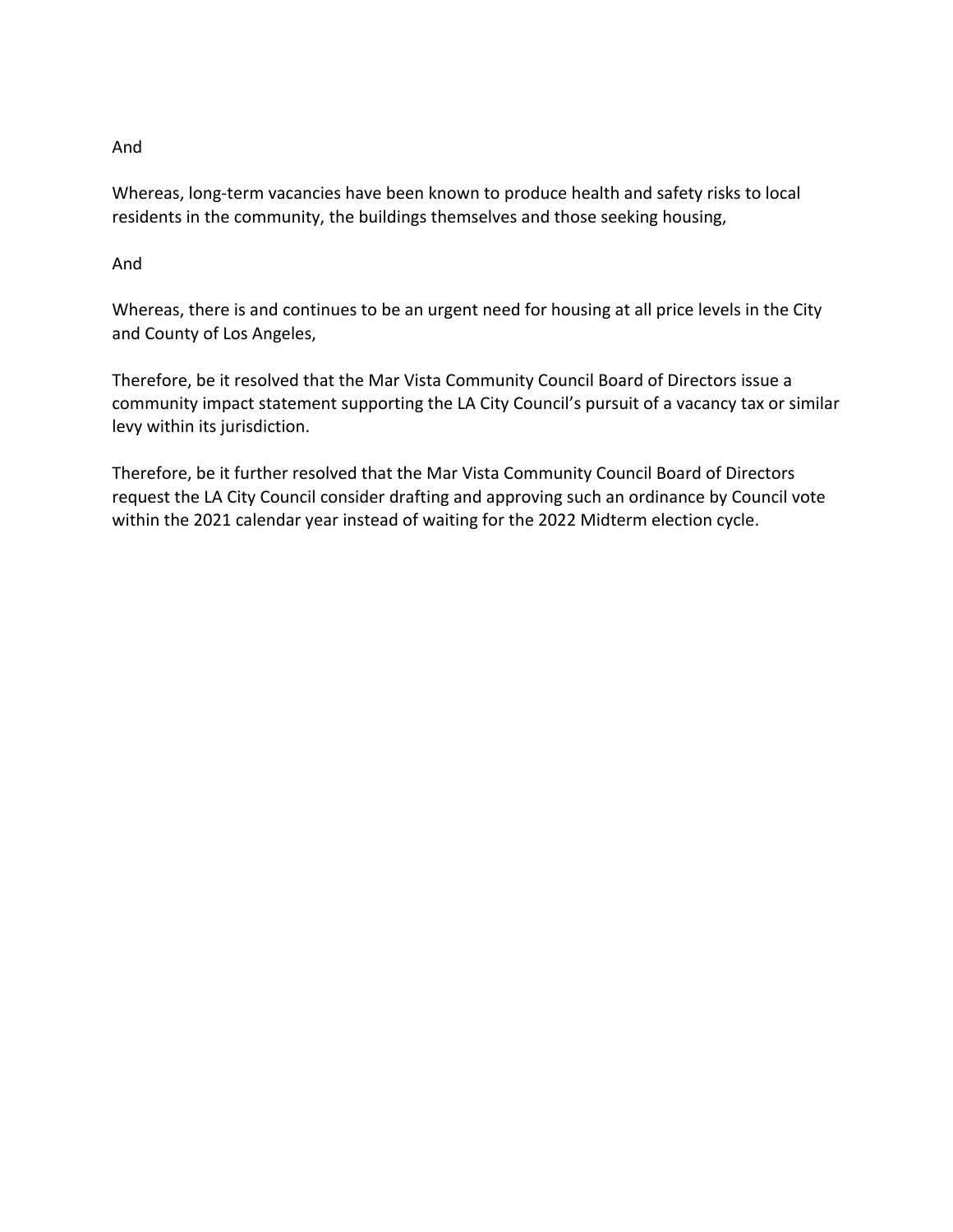And

Whereas, long-term vacancies have been known to produce health and safety risks to local residents in the community, the buildings themselves and those seeking housing,

And

Whereas, there is and continues to be an urgent need for housing at all price levels in the City and County of Los Angeles,

Therefore, be it resolved that the Mar Vista Community Council Board of Directors issue a community impact statement supporting the LA City Council's pursuit of a vacancy tax or similar levy within its jurisdiction.

Therefore, be it further resolved that the Mar Vista Community Council Board of Directors request the LA City Council consider drafting and approving such an ordinance by Council vote within the 2021 calendar year instead of waiting for the 2022 Midterm election cycle.